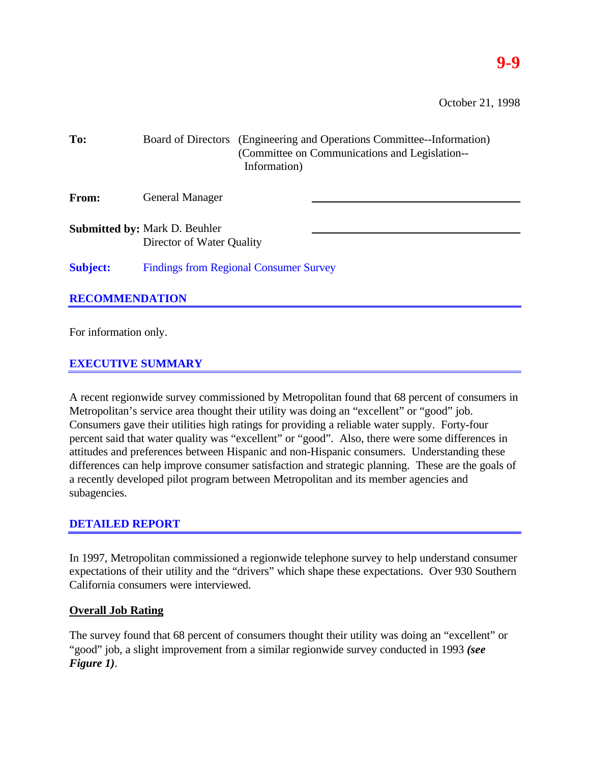**9-9**

October 21, 1998

**To:** Board of Directors (Engineering and Operations Committee--Information)
(Committee on Communications and Legislation--Information)

**From:** General Manager

**Submitted by:** Mark D. Beuhler
Director of Water Quality

**Subject:** Findings from Regional Consumer Survey

## RECOMMENDATION

For information only.

## EXECUTIVE SUMMARY

A recent regionwide survey commissioned by Metropolitan found that 68 percent of consumers in Metropolitan's service area thought their utility was doing an "excellent" or "good" job. Consumers gave their utilities high ratings for providing a reliable water supply. Forty-four percent said that water quality was "excellent" or "good". Also, there were some differences in attitudes and preferences between Hispanic and non-Hispanic consumers. Understanding these differences can help improve consumer satisfaction and strategic planning. These are the goals of a recently developed pilot program between Metropolitan and its member agencies and subagencies.

## DETAILED REPORT

In 1997, Metropolitan commissioned a regionwide telephone survey to help understand consumer expectations of their utility and the "drivers" which shape these expectations. Over 930 Southern California consumers were interviewed.

### Overall Job Rating

The survey found that 68 percent of consumers thought their utility was doing an "excellent" or "good" job, a slight improvement from a similar regionwide survey conducted in 1993 ***(see Figure 1)***.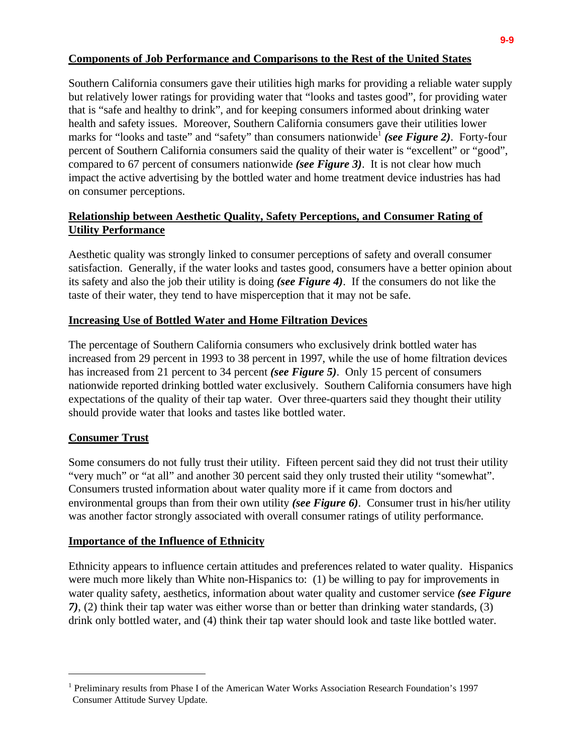## Components of Job Performance and Comparisons to the Rest of the United States

Southern California consumers gave their utilities high marks for providing a reliable water supply but relatively lower ratings for providing water that "looks and tastes good", for providing water that is "safe and healthy to drink", and for keeping consumers informed about drinking water health and safety issues. Moreover, Southern California consumers gave their utilities lower marks for "looks and taste" and "safety" than consumers nationwide[1] ***(see Figure 2)***. Forty-four percent of Southern California consumers said the quality of their water is "excellent" or "good", compared to 67 percent of consumers nationwide ***(see Figure 3)***. It is not clear how much impact the active advertising by the bottled water and home treatment device industries has had on consumer perceptions.

## Relationship between Aesthetic Quality, Safety Perceptions, and Consumer Rating of Utility Performance

Aesthetic quality was strongly linked to consumer perceptions of safety and overall consumer satisfaction. Generally, if the water looks and tastes good, consumers have a better opinion about its safety and also the job their utility is doing ***(see Figure 4)***. If the consumers do not like the taste of their water, they tend to have misperception that it may not be safe.

## Increasing Use of Bottled Water and Home Filtration Devices

The percentage of Southern California consumers who exclusively drink bottled water has increased from 29 percent in 1993 to 38 percent in 1997, while the use of home filtration devices has increased from 21 percent to 34 percent ***(see Figure 5)***. Only 15 percent of consumers nationwide reported drinking bottled water exclusively. Southern California consumers have high expectations of the quality of their tap water. Over three-quarters said they thought their utility should provide water that looks and tastes like bottled water.

## Consumer Trust

Some consumers do not fully trust their utility. Fifteen percent said they did not trust their utility "very much" or "at all" and another 30 percent said they only trusted their utility "somewhat". Consumers trusted information about water quality more if it came from doctors and environmental groups than from their own utility ***(see Figure 6)***. Consumer trust in his/her utility was another factor strongly associated with overall consumer ratings of utility performance.

## Importance of the Influence of Ethnicity

Ethnicity appears to influence certain attitudes and preferences related to water quality. Hispanics were much more likely than White non-Hispanics to: (1) be willing to pay for improvements in water quality safety, aesthetics, information about water quality and customer service ***(see Figure 7)***, (2) think their tap water was either worse than or better than drinking water standards, (3) drink only bottled water, and (4) think their tap water should look and taste like bottled water.

---

[1] Preliminary results from Phase I of the American Water Works Association Research Foundation's 1997 Consumer Attitude Survey Update.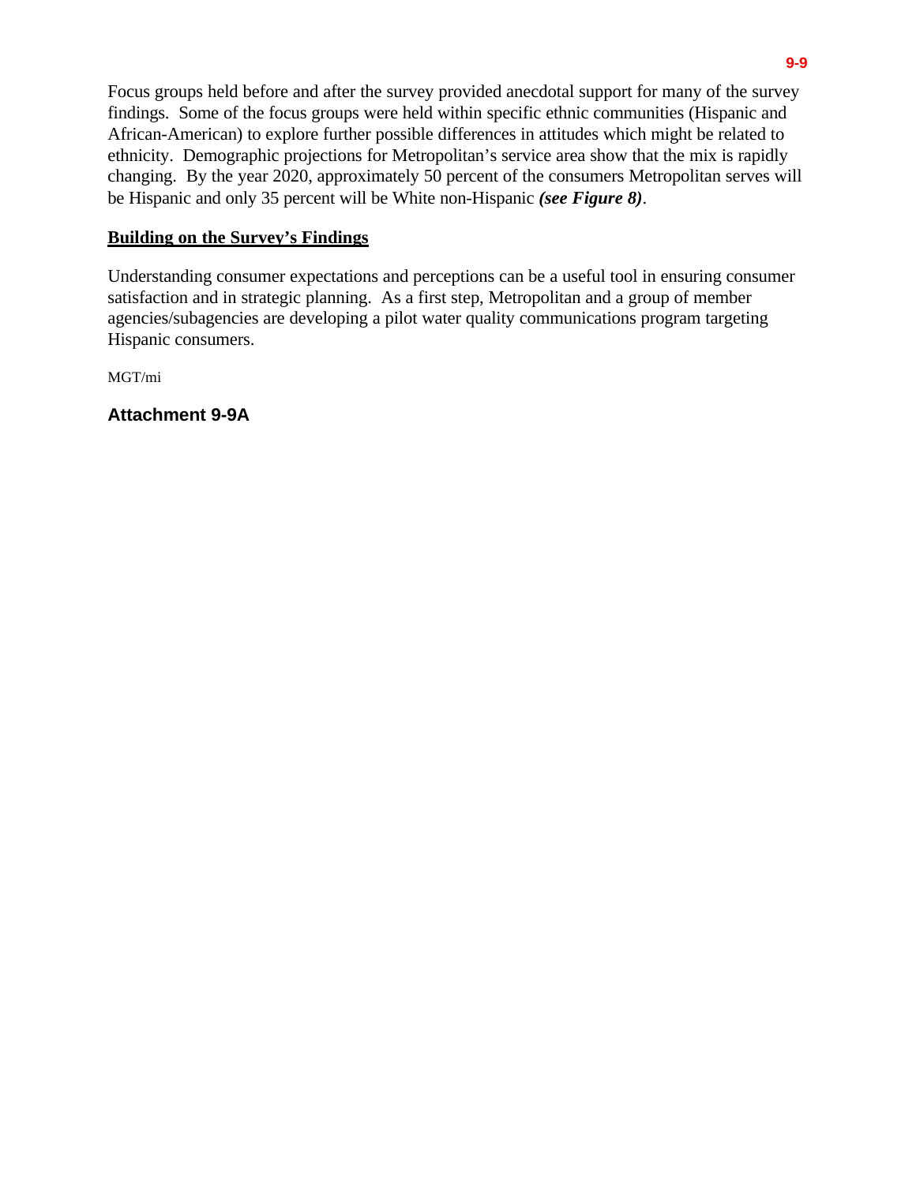Focus groups held before and after the survey provided anecdotal support for many of the survey findings. Some of the focus groups were held within specific ethnic communities (Hispanic and African-American) to explore further possible differences in attitudes which might be related to ethnicity. Demographic projections for Metropolitan's service area show that the mix is rapidly changing. By the year 2020, approximately 50 percent of the consumers Metropolitan serves will be Hispanic and only 35 percent will be White non-Hispanic ***(see Figure 8)***.

## Building on the Survey's Findings

Understanding consumer expectations and perceptions can be a useful tool in ensuring consumer satisfaction and in strategic planning. As a first step, Metropolitan and a group of member agencies/subagencies are developing a pilot water quality communications program targeting Hispanic consumers.

MGT/mi

### Attachment 9-9A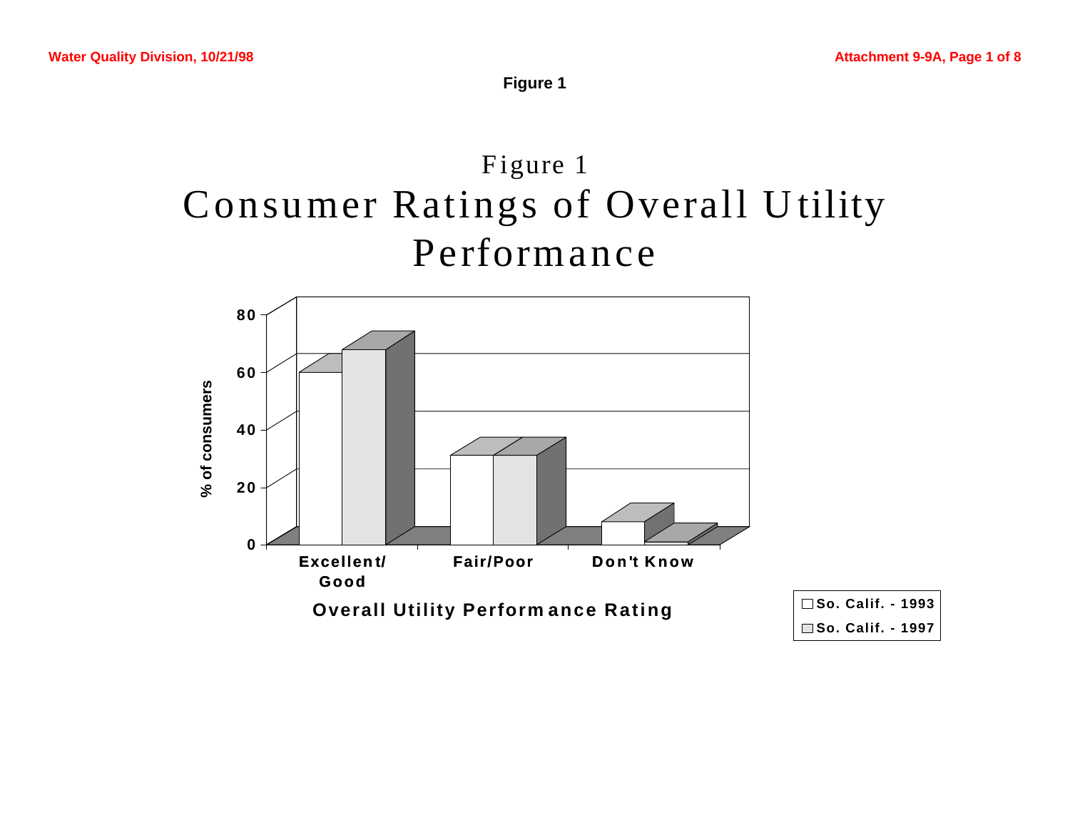**Figure 1**

# Figure 1
# Consumer Ratings of Overall Utility Performance

% of consumers

80

60

40

20

0

Excellent/ Good

Fair/Poor

Don't Know

Overall Utility Performance Rating

So. Calif. - 1993

So. Calif. - 1997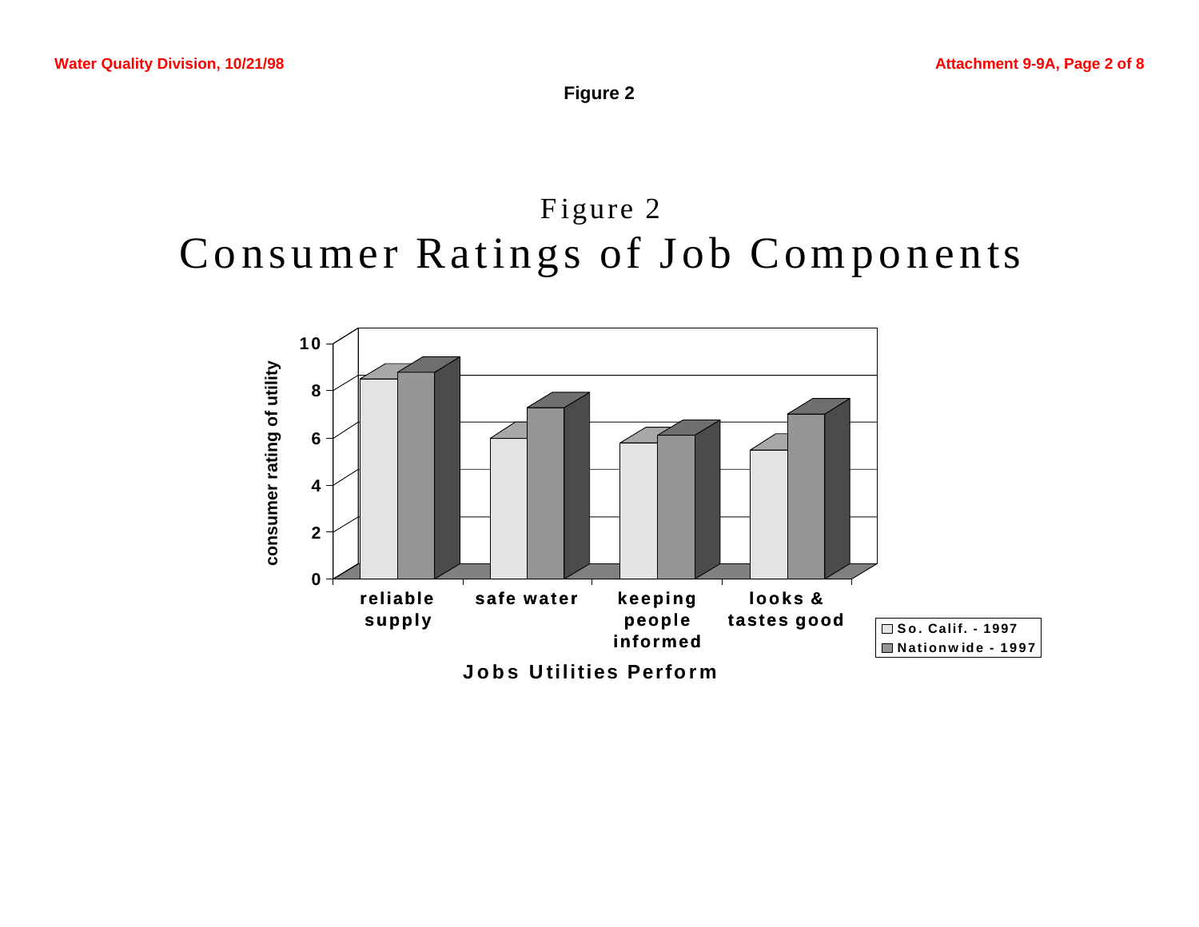**Figure 2**

# Figure 2
# Consumer Ratings of Job Components

consumer rating of utility

10
8
6
4
2
0

reliable supply | safe water | keeping people informed | looks & tastes good

Jobs Utilities Perform

So. Calif. - 1997
Nationwide - 1997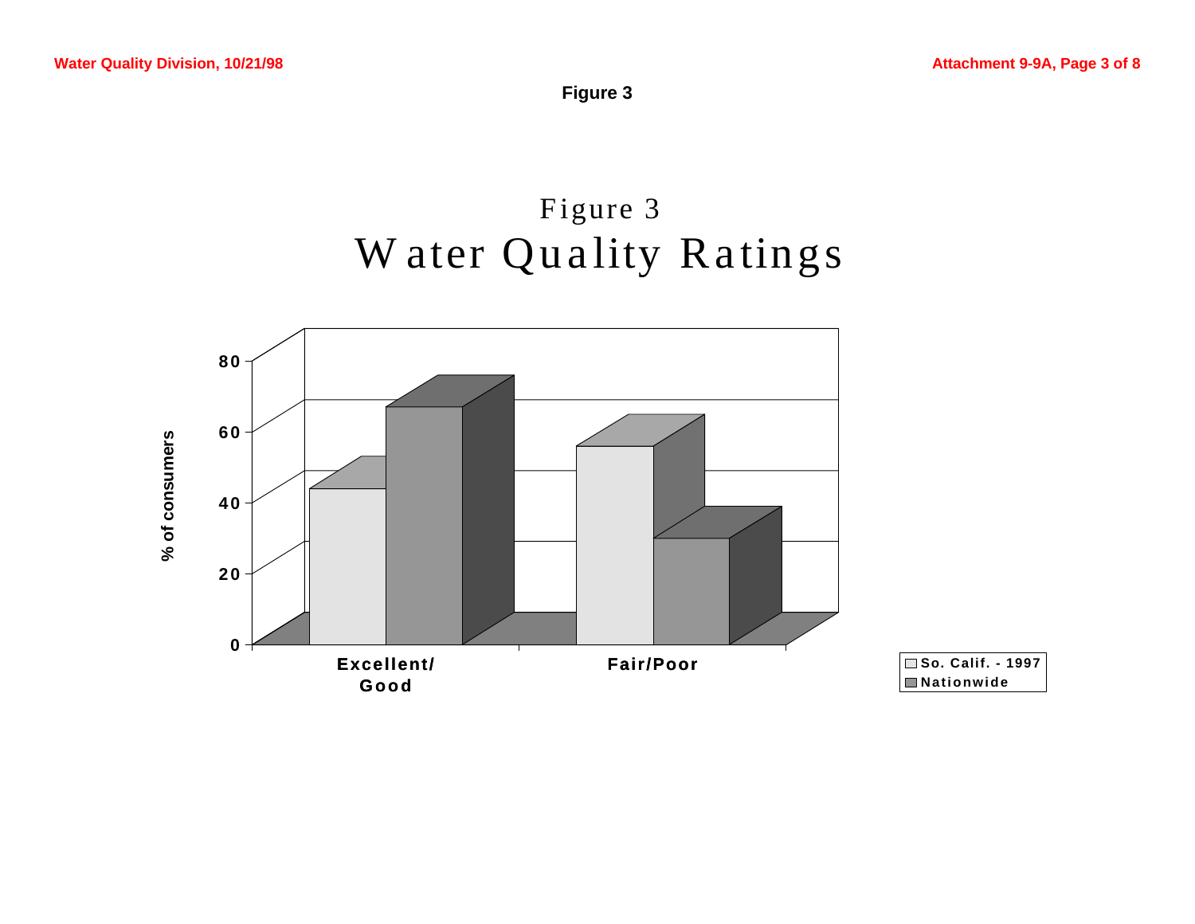**Figure 3**

Figure 3

# Water Quality Ratings

% of consumers

80

60

40

20

0

Excellent/ Good

Fair/Poor

So. Calif. - 1997

Nationwide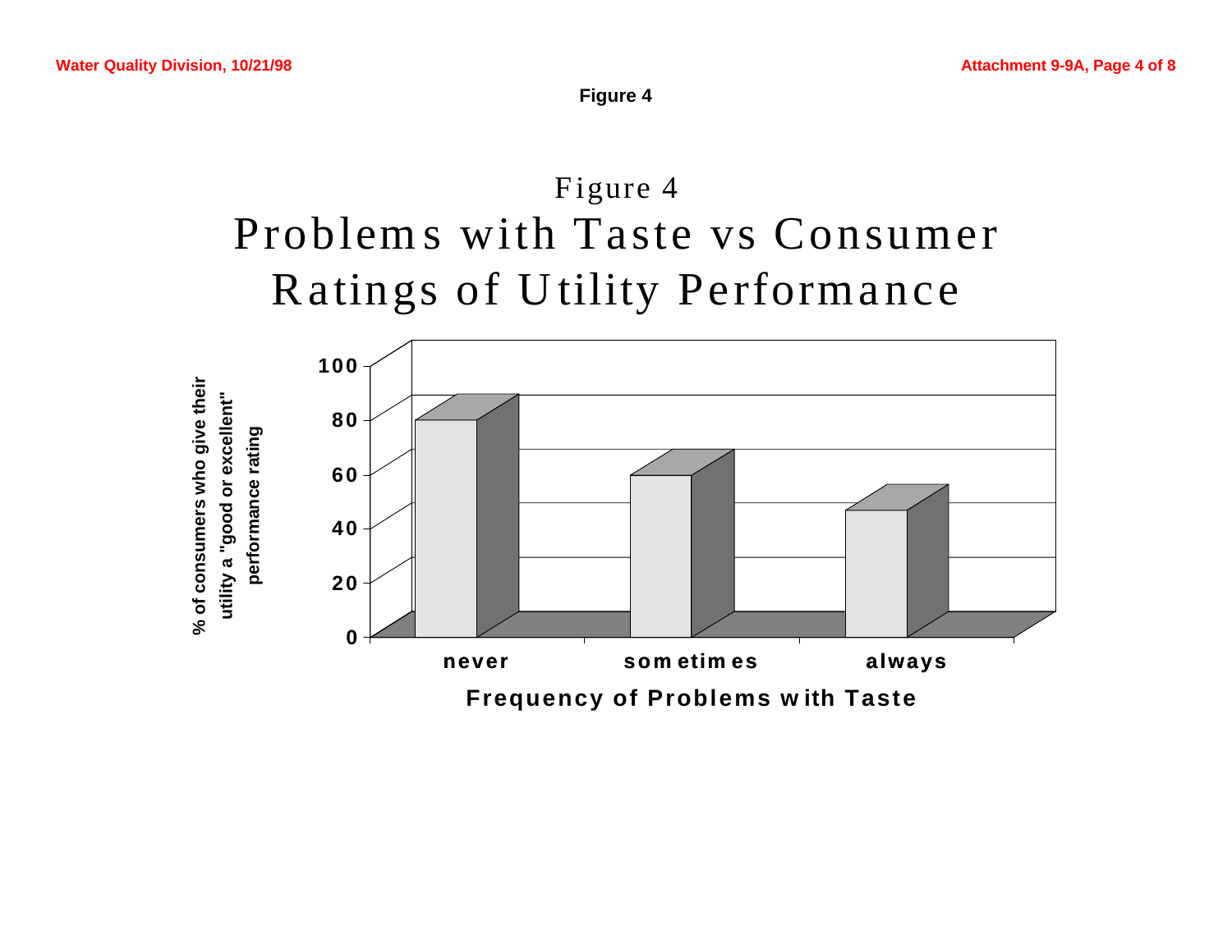**Figure 4**

Figure 4

Problems with Taste vs Consumer Ratings of Utility Performance

% of consumers who give their utility a "good or excellent" performance rating

100

80

60

40

20

0

never

sometimes

always

Frequency of Problems with Taste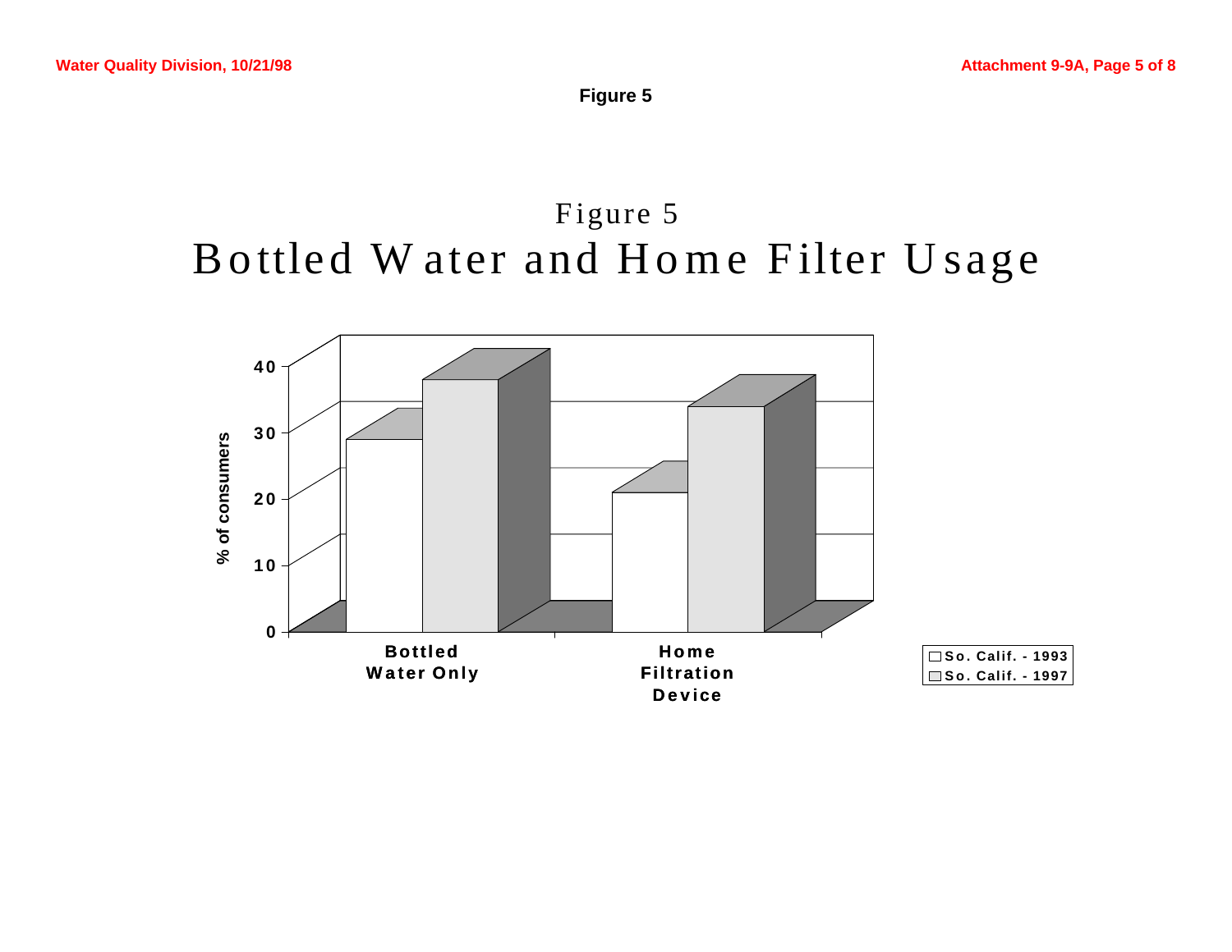**Figure 5**

# Figure 5
# Bottled Water and Home Filter Usage

% of consumers

| | So. Calif. - 1993 | So. Calif. - 1997 |
|---|---|---|
| Bottled Water Only | | |
| Home Filtration Device | | |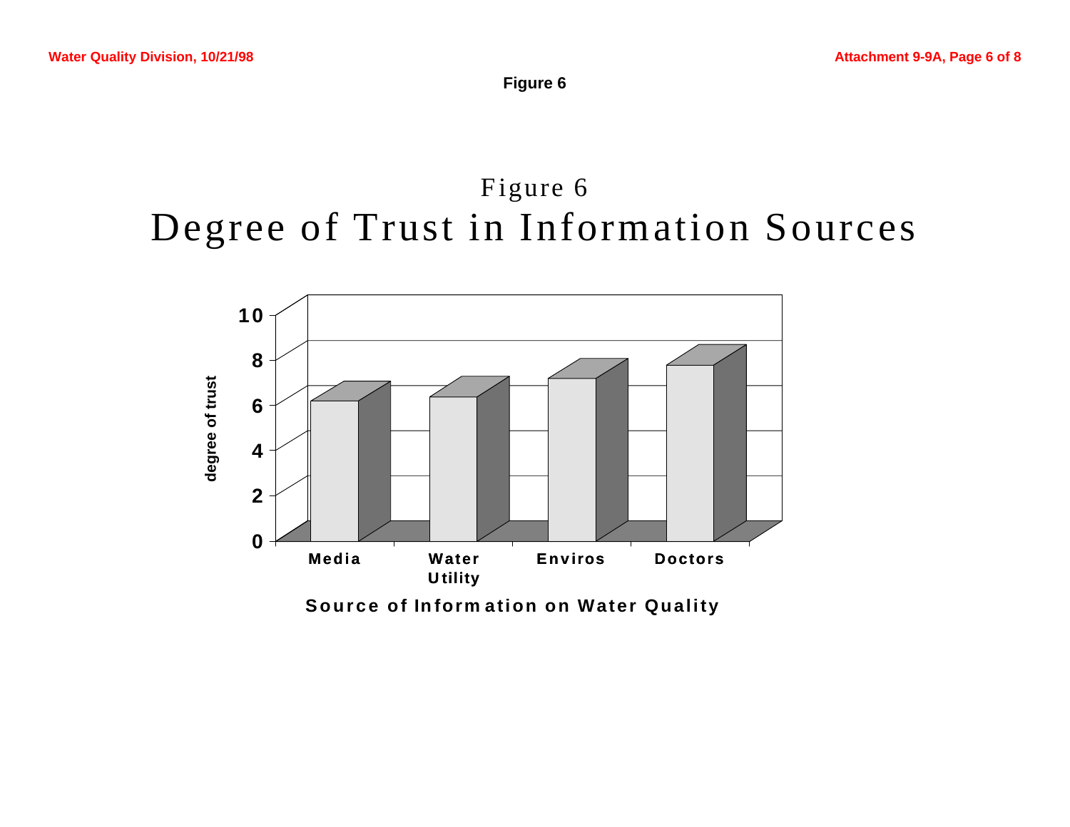**Figure 6**

# Figure 6
# Degree of Trust in Information Sources

degree of trust

10
8
6
4
2
0

Media | Water Utility | Enviros | Doctors

Source of Information on Water Quality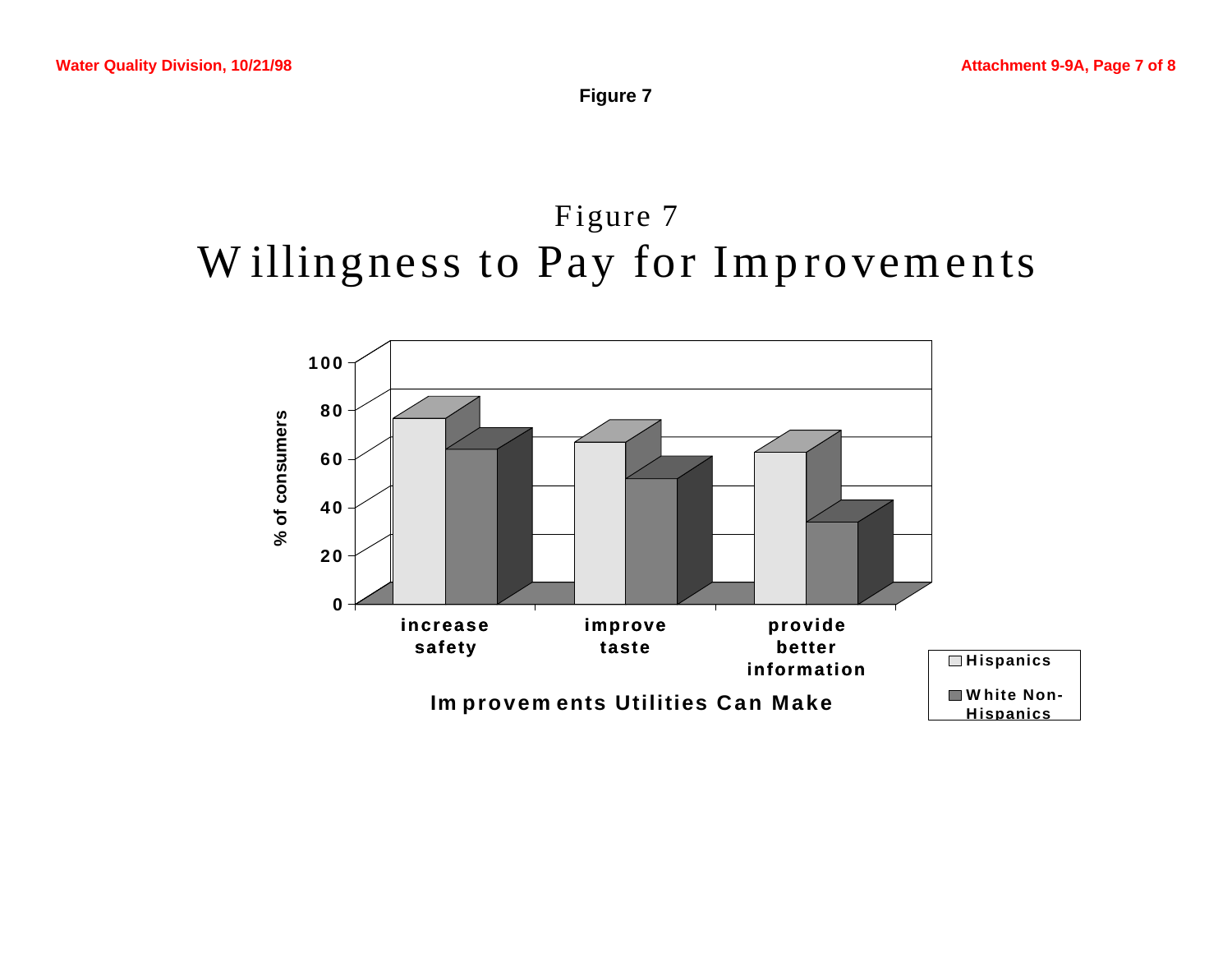**Figure 7**

# Figure 7
# Willingness to Pay for Improvements

% of consumers

100
80
60
40
20
0

increase safety | improve taste | provide better information

Improvements Utilities Can Make

Hispanics
White Non-Hispanics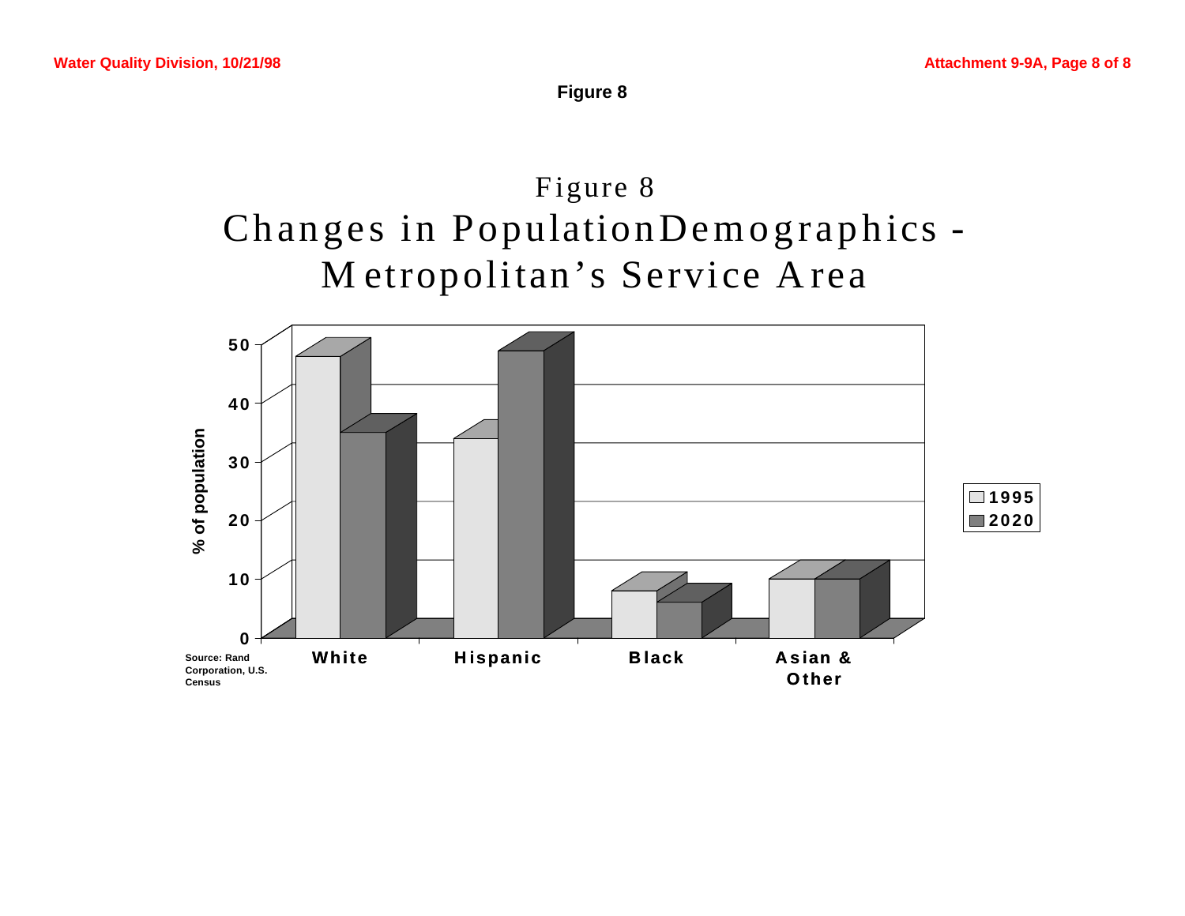**Figure 8**

Figure 8
Changes in PopulationDemographics - Metropolitan's Service Area

% of population

50
40
30
20
10
0

White
Hispanic
Black
Asian & Other

1995
2020

Source: Rand Corporation, U.S. Census